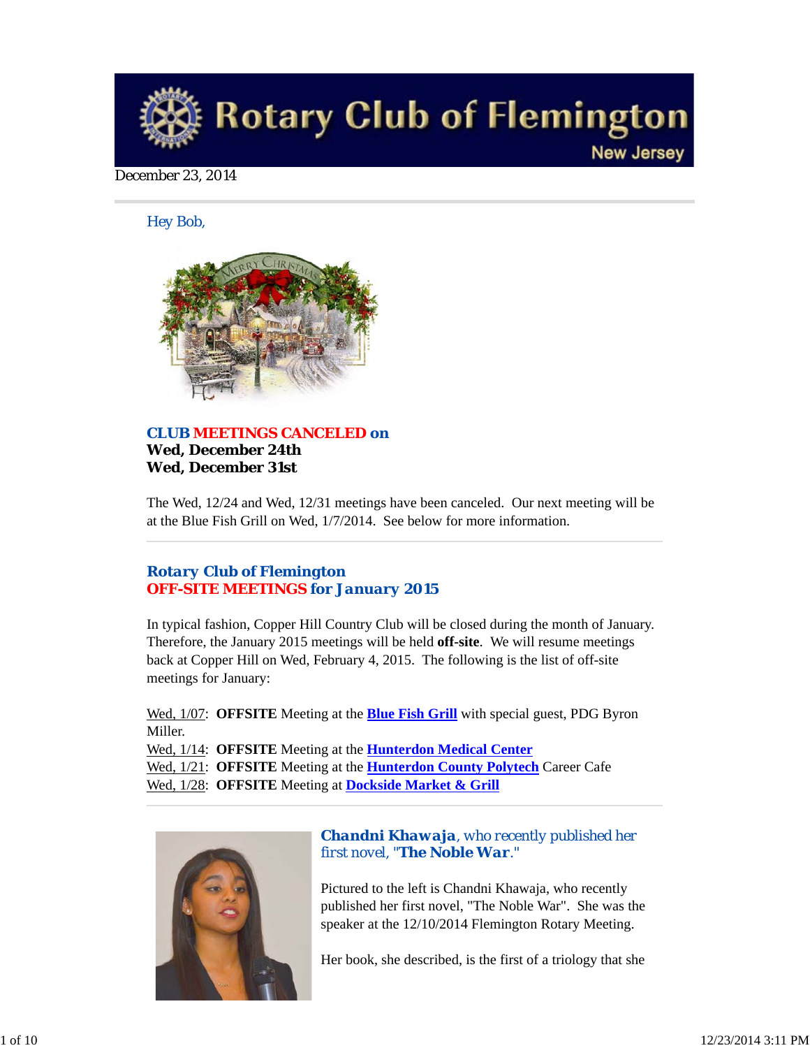# Rotary Club of Flemington

New Jersey

December 23, 2014

Hey Bob,

**CLUB MEETINGS CANCELED on**
**Wed, December 24th**
**Wed, December 31st**

The Wed, 12/24 and Wed, 12/31 meetings have been canceled. Our next meeting will be at the Blue Fish Grill on Wed, 1/7/2014. See below for more information.

---

## Rotary Club of Flemington
## OFF-SITE MEETINGS for January 2015

In typical fashion, Copper Hill Country Club will be closed during the month of January. Therefore, the January 2015 meetings will be held **off-site**. We will resume meetings back at Copper Hill on Wed, February 4, 2015. The following is the list of off-site meetings for January:

Wed, 1/07: **OFFSITE** Meeting at the **Blue Fish Grill** with special guest, PDG Byron Miller.
Wed, 1/14: **OFFSITE** Meeting at the **Hunterdon Medical Center**
Wed, 1/21: **OFFSITE** Meeting at the **Hunterdon County Polytech** Career Cafe
Wed, 1/28: **OFFSITE** Meeting at **Dockside Market & Grill**

---

### **Chandni Khawaja**, who recently published her first novel, "**The Noble War**."

Pictured to the left is Chandni Khawaja, who recently published her first novel, "The Noble War". She was the speaker at the 12/10/2014 Flemington Rotary Meeting.

Her book, she described, is the first of a triology that she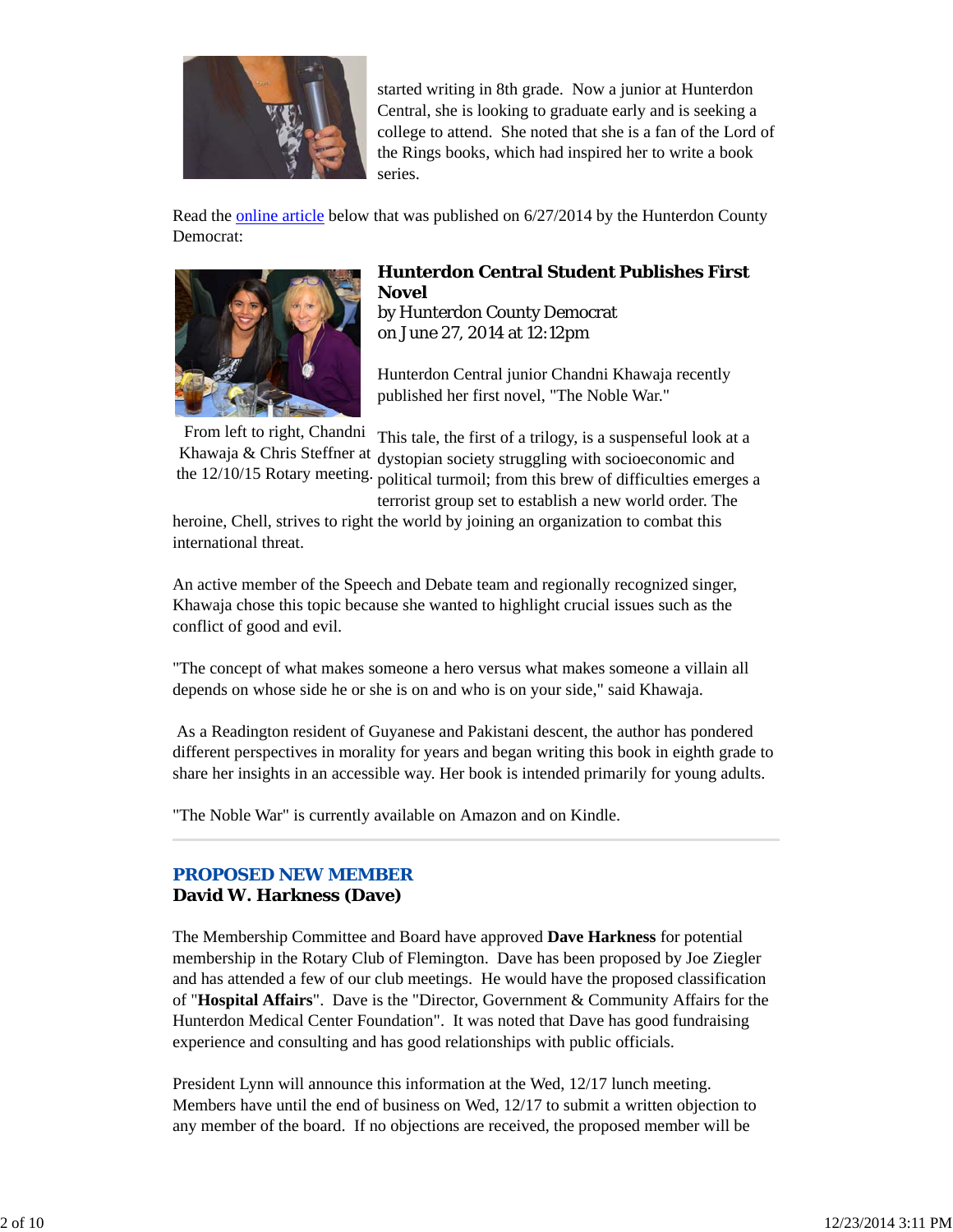started writing in 8th grade. Now a junior at Hunterdon Central, she is looking to graduate early and is seeking a college to attend. She noted that she is a fan of the Lord of the Rings books, which had inspired her to write a book series.

Read the online article below that was published on 6/27/2014 by the Hunterdon County Democrat:

From left to right, Chandni Khawaja & Chris Steffner at the 12/10/15 Rotary meeting.

**Hunterdon Central Student Publishes First Novel**
by Hunterdon County Democrat
on June 27, 2014 at 12:12pm

Hunterdon Central junior Chandni Khawaja recently published her first novel, "The Noble War."

This tale, the first of a trilogy, is a suspenseful look at a dystopian society struggling with socioeconomic and political turmoil; from this brew of difficulties emerges a terrorist group set to establish a new world order. The heroine, Chell, strives to right the world by joining an organization to combat this international threat.

An active member of the Speech and Debate team and regionally recognized singer, Khawaja chose this topic because she wanted to highlight crucial issues such as the conflict of good and evil.

"The concept of what makes someone a hero versus what makes someone a villain all depends on whose side he or she is on and who is on your side," said Khawaja.

As a Readington resident of Guyanese and Pakistani descent, the author has pondered different perspectives in morality for years and began writing this book in eighth grade to share her insights in an accessible way. Her book is intended primarily for young adults.

"The Noble War" is currently available on Amazon and on Kindle.

---

## PROPOSED NEW MEMBER

**David W. Harkness (Dave)**

The Membership Committee and Board have approved **Dave Harkness** for potential membership in the Rotary Club of Flemington. Dave has been proposed by Joe Ziegler and has attended a few of our club meetings. He would have the proposed classification of "**Hospital Affairs**". Dave is the "Director, Government & Community Affairs for the Hunterdon Medical Center Foundation". It was noted that Dave has good fundraising experience and consulting and has good relationships with public officials.

President Lynn will announce this information at the Wed, 12/17 lunch meeting. Members have until the end of business on Wed, 12/17 to submit a written objection to any member of the board. If no objections are received, the proposed member will be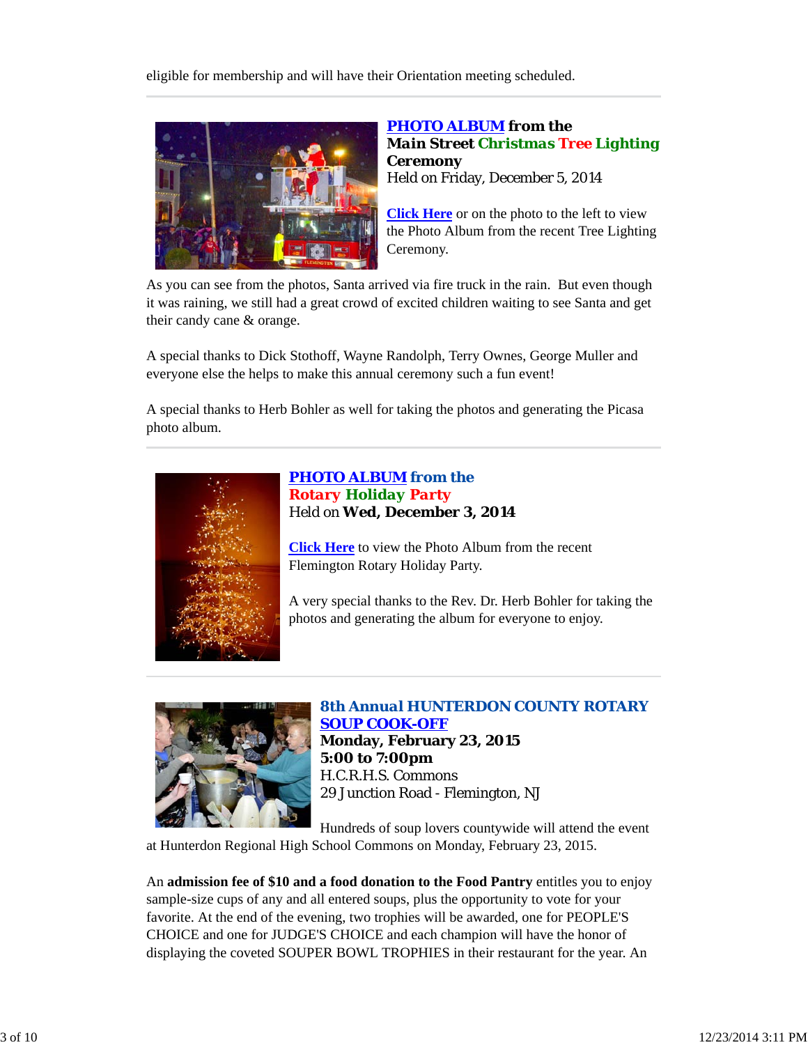eligible for membership and will have their Orientation meeting scheduled.

---

**PHOTO ALBUM from the**
**Main Street Christmas Tree Lighting Ceremony**
Held on Friday, December 5, 2014

**Click Here** or on the photo to the left to view the Photo Album from the recent Tree Lighting Ceremony.

As you can see from the photos, Santa arrived via fire truck in the rain. But even though it was raining, we still had a great crowd of excited children waiting to see Santa and get their candy cane & orange.

A special thanks to Dick Stothoff, Wayne Randolph, Terry Ownes, George Muller and everyone else the helps to make this annual ceremony such a fun event!

A special thanks to Herb Bohler as well for taking the photos and generating the Picasa photo album.

---

**PHOTO ALBUM from the**
**Rotary Holiday Party**
Held on **Wed, December 3, 2014**

**Click Here** to view the Photo Album from the recent Flemington Rotary Holiday Party.

A very special thanks to the Rev. Dr. Herb Bohler for taking the photos and generating the album for everyone to enjoy.

---

**8th Annual HUNTERDON COUNTY ROTARY SOUP COOK-OFF**
**Monday, February 23, 2015**
**5:00 to 7:00pm**
H.C.R.H.S. Commons
29 Junction Road - Flemington, NJ

Hundreds of soup lovers countywide will attend the event at Hunterdon Regional High School Commons on Monday, February 23, 2015.

An **admission fee of $10 and a food donation to the Food Pantry** entitles you to enjoy sample-size cups of any and all entered soups, plus the opportunity to vote for your favorite. At the end of the evening, two trophies will be awarded, one for PEOPLE'S CHOICE and one for JUDGE'S CHOICE and each champion will have the honor of displaying the coveted SOUPER BOWL TROPHIES in their restaurant for the year. An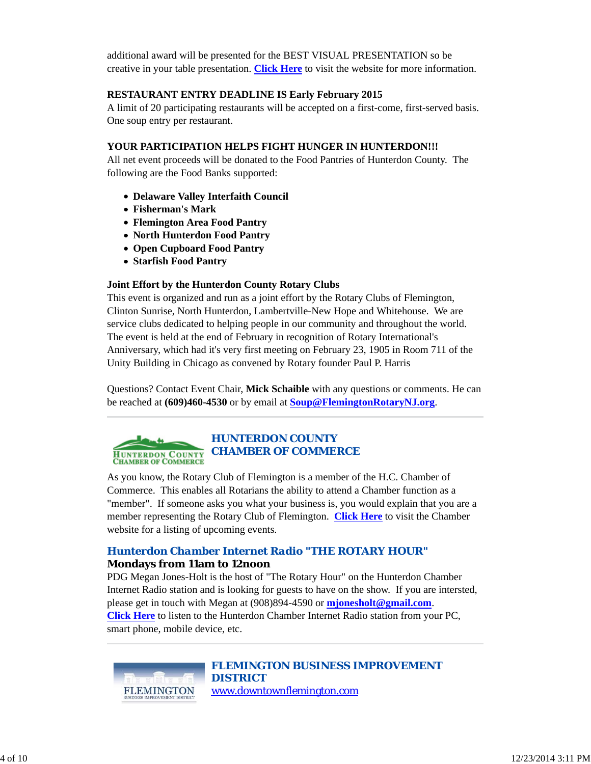additional award will be presented for the BEST VISUAL PRESENTATION so be creative in your table presentation. **Click Here** to visit the website for more information.

**RESTAURANT ENTRY DEADLINE IS Early February 2015**
A limit of 20 participating restaurants will be accepted on a first-come, first-served basis. One soup entry per restaurant.

**YOUR PARTICIPATION HELPS FIGHT HUNGER IN HUNTERDON!!!**
All net event proceeds will be donated to the Food Pantries of Hunterdon County. The following are the Food Banks supported:

- **Delaware Valley Interfaith Council**
- **Fisherman's Mark**
- **Flemington Area Food Pantry**
- **North Hunterdon Food Pantry**
- **Open Cupboard Food Pantry**
- **Starfish Food Pantry**

**Joint Effort by the Hunterdon County Rotary Clubs**
This event is organized and run as a joint effort by the Rotary Clubs of Flemington, Clinton Sunrise, North Hunterdon, Lambertville-New Hope and Whitehouse. We are service clubs dedicated to helping people in our community and throughout the world. The event is held at the end of February in recognition of Rotary International's Anniversary, which had it's very first meeting on February 23, 1905 in Room 711 of the Unity Building in Chicago as convened by Rotary founder Paul P. Harris

Questions? Contact Event Chair, **Mick Schaible** with any questions or comments. He can be reached at **(609)460-4530** or by email at **Soup@FlemingtonRotaryNJ.org**.

---

## HUNTERDON COUNTY CHAMBER OF COMMERCE

As you know, the Rotary Club of Flemington is a member of the H.C. Chamber of Commerce. This enables all Rotarians the ability to attend a Chamber function as a "member". If someone asks you what your business is, you would explain that you are a member representing the Rotary Club of Flemington. **Click Here** to visit the Chamber website for a listing of upcoming events.

### Hunterdon Chamber Internet Radio "THE ROTARY HOUR"

**Mondays from 11am to 12noon**
PDG Megan Jones-Holt is the host of "The Rotary Hour" on the Hunterdon Chamber Internet Radio station and is looking for guests to have on the show. If you are intersted, please get in touch with Megan at (908)894-4590 or **mjonesholt@gmail.com**.
**Click Here** to listen to the Hunterdon Chamber Internet Radio station from your PC, smart phone, mobile device, etc.

---

## FLEMINGTON BUSINESS IMPROVEMENT DISTRICT

www.downtownflemington.com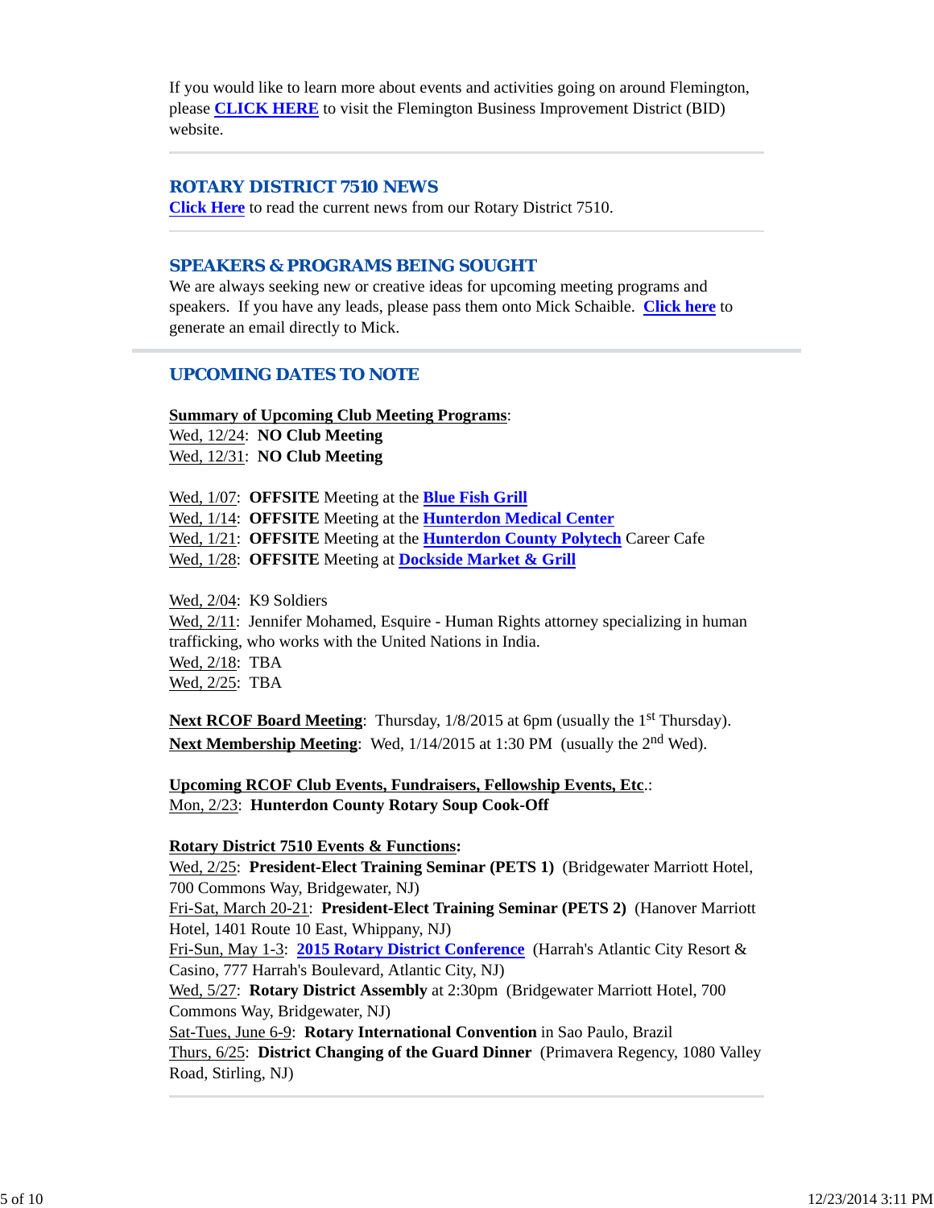If you would like to learn more about events and activities going on around Flemington, please **CLICK HERE** to visit the Flemington Business Improvement District (BID) website.

---

## ROTARY DISTRICT 7510 NEWS

**Click Here** to read the current news from our Rotary District 7510.

---

## SPEAKERS & PROGRAMS BEING SOUGHT

We are always seeking new or creative ideas for upcoming meeting programs and speakers. If you have any leads, please pass them onto Mick Schaible. **Click here** to generate an email directly to Mick.

---

## UPCOMING DATES TO NOTE

**Summary of Upcoming Club Meeting Programs**:
Wed, 12/24: **NO Club Meeting**
Wed, 12/31: **NO Club Meeting**

Wed, 1/07: **OFFSITE** Meeting at the **Blue Fish Grill**
Wed, 1/14: **OFFSITE** Meeting at the **Hunterdon Medical Center**
Wed, 1/21: **OFFSITE** Meeting at the **Hunterdon County Polytech** Career Cafe
Wed, 1/28: **OFFSITE** Meeting at **Dockside Market & Grill**

Wed, 2/04: K9 Soldiers
Wed, 2/11: Jennifer Mohamed, Esquire - Human Rights attorney specializing in human trafficking, who works with the United Nations in India.
Wed, 2/18: TBA
Wed, 2/25: TBA

**Next RCOF Board Meeting**: Thursday, 1/8/2015 at 6pm (usually the 1st Thursday).
**Next Membership Meeting**: Wed, 1/14/2015 at 1:30 PM (usually the 2nd Wed).

**Upcoming RCOF Club Events, Fundraisers, Fellowship Events, Etc**.:
Mon, 2/23: **Hunterdon County Rotary Soup Cook-Off**

**Rotary District 7510 Events & Functions:**
Wed, 2/25: **President-Elect Training Seminar (PETS 1)** (Bridgewater Marriott Hotel, 700 Commons Way, Bridgewater, NJ)
Fri-Sat, March 20-21: **President-Elect Training Seminar (PETS 2)** (Hanover Marriott Hotel, 1401 Route 10 East, Whippany, NJ)
Fri-Sun, May 1-3: **2015 Rotary District Conference** (Harrah's Atlantic City Resort & Casino, 777 Harrah's Boulevard, Atlantic City, NJ)
Wed, 5/27: **Rotary District Assembly** at 2:30pm (Bridgewater Marriott Hotel, 700 Commons Way, Bridgewater, NJ)
Sat-Tues, June 6-9: **Rotary International Convention** in Sao Paulo, Brazil
Thurs, 6/25: **District Changing of the Guard Dinner** (Primavera Regency, 1080 Valley Road, Stirling, NJ)

---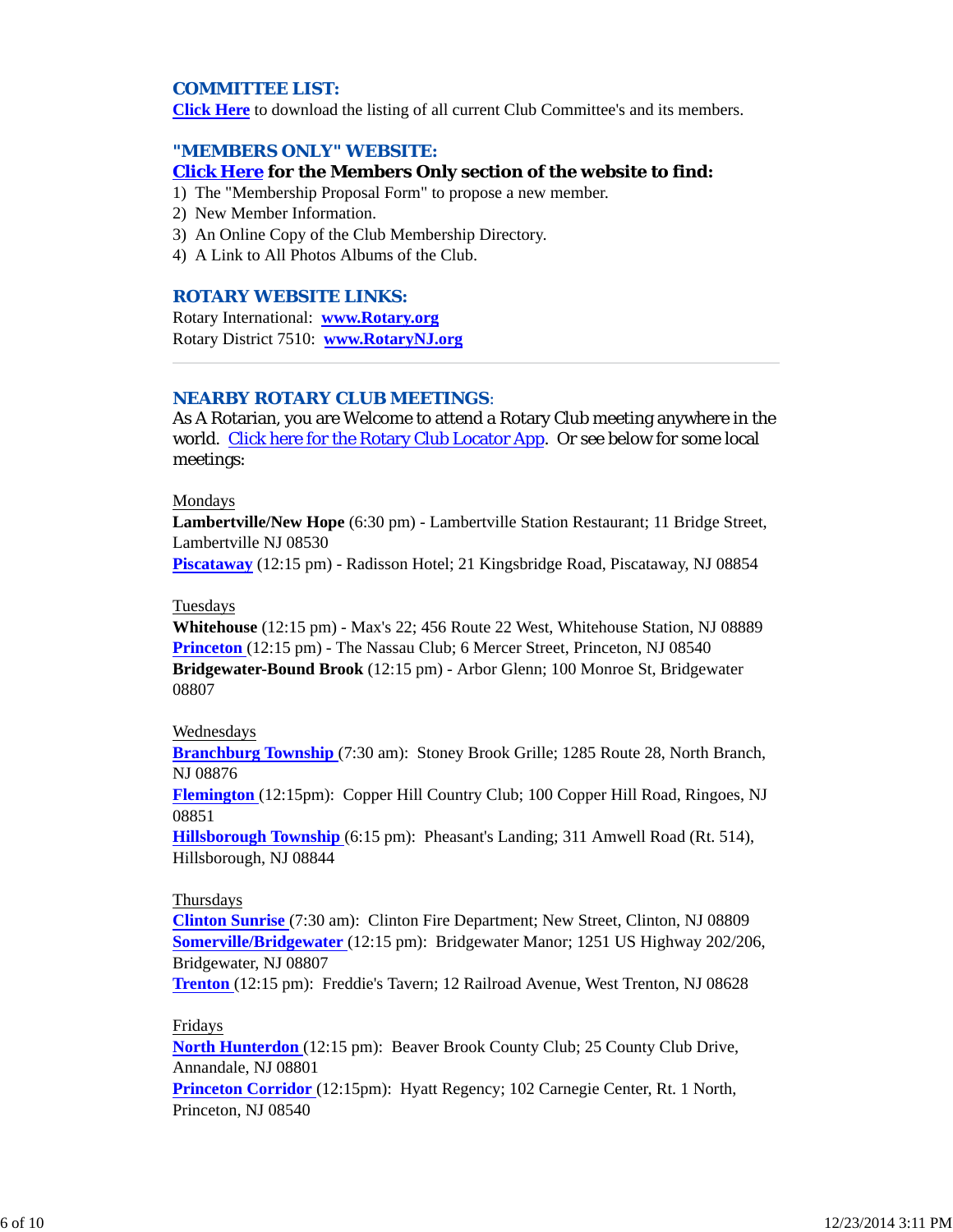### COMMITTEE LIST:

**Click Here** to download the listing of all current Club Committee's and its members.

### "MEMBERS ONLY" WEBSITE:

**Click Here for the Members Only section of the website to find:**

1) The "Membership Proposal Form" to propose a new member.
2) New Member Information.
3) An Online Copy of the Club Membership Directory.
4) A Link to All Photos Albums of the Club.

### ROTARY WEBSITE LINKS:

Rotary International: **www.Rotary.org**
Rotary District 7510: **www.RotaryNJ.org**

---

### NEARBY ROTARY CLUB MEETINGS:

As A Rotarian, you are Welcome to attend a Rotary Club meeting anywhere in the world. Click here for the Rotary Club Locator App. Or see below for some local meetings:

Mondays
**Lambertville/New Hope** (6:30 pm) - Lambertville Station Restaurant; 11 Bridge Street, Lambertville NJ 08530
**Piscataway** (12:15 pm) - Radisson Hotel; 21 Kingsbridge Road, Piscataway, NJ 08854

Tuesdays
**Whitehouse** (12:15 pm) - Max's 22; 456 Route 22 West, Whitehouse Station, NJ 08889
**Princeton** (12:15 pm) - The Nassau Club; 6 Mercer Street, Princeton, NJ 08540
**Bridgewater-Bound Brook** (12:15 pm) - Arbor Glenn; 100 Monroe St, Bridgewater 08807

Wednesdays
**Branchburg Township** (7:30 am): Stoney Brook Grille; 1285 Route 28, North Branch, NJ 08876
**Flemington** (12:15pm): Copper Hill Country Club; 100 Copper Hill Road, Ringoes, NJ 08851
**Hillsborough Township** (6:15 pm): Pheasant's Landing; 311 Amwell Road (Rt. 514), Hillsborough, NJ 08844

Thursdays
**Clinton Sunrise** (7:30 am): Clinton Fire Department; New Street, Clinton, NJ 08809
**Somerville/Bridgewater** (12:15 pm): Bridgewater Manor; 1251 US Highway 202/206, Bridgewater, NJ 08807
**Trenton** (12:15 pm): Freddie's Tavern; 12 Railroad Avenue, West Trenton, NJ 08628

Fridays
**North Hunterdon** (12:15 pm): Beaver Brook County Club; 25 County Club Drive, Annandale, NJ 08801
**Princeton Corridor** (12:15pm): Hyatt Regency; 102 Carnegie Center, Rt. 1 North, Princeton, NJ 08540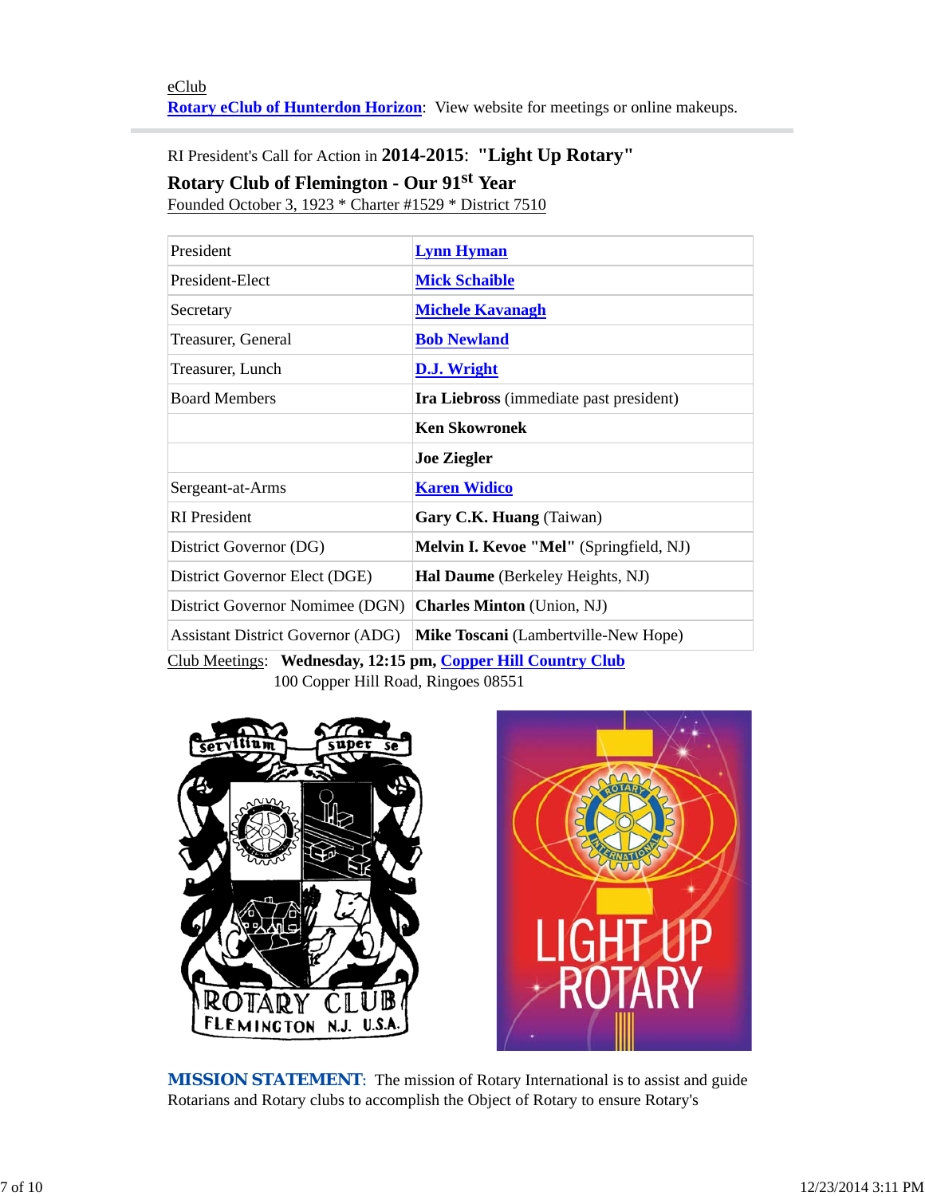eClub
**Rotary eClub of Hunterdon Horizon**: View website for meetings or online makeups.

---

RI President's Call for Action in **2014-2015**: **"Light Up Rotary"**

**Rotary Club of Flemington - Our 91st Year**
Founded October 3, 1923 * Charter #1529 * District 7510

| | |
|---|---|
| President | **Lynn Hyman** |
| President-Elect | **Mick Schaible** |
| Secretary | **Michele Kavanagh** |
| Treasurer, General | **Bob Newland** |
| Treasurer, Lunch | **D.J. Wright** |
| Board Members | **Ira Liebross** (immediate past president) |
| | **Ken Skowronek** |
| | **Joe Ziegler** |
| Sergeant-at-Arms | **Karen Widico** |
| RI President | **Gary C.K. Huang** (Taiwan) |
| District Governor (DG) | **Melvin I. Kevoe "Mel"** (Springfield, NJ) |
| District Governor Elect (DGE) | **Hal Daume** (Berkeley Heights, NJ) |
| District Governor Nomimee (DGN) | **Charles Minton** (Union, NJ) |
| Assistant District Governor (ADG) | **Mike Toscani** (Lambertville-New Hope) |

Club Meetings: **Wednesday, 12:15 pm, Copper Hill Country Club**
100 Copper Hill Road, Ringoes 08551

**MISSION STATEMENT**: The mission of Rotary International is to assist and guide Rotarians and Rotary clubs to accomplish the Object of Rotary to ensure Rotary's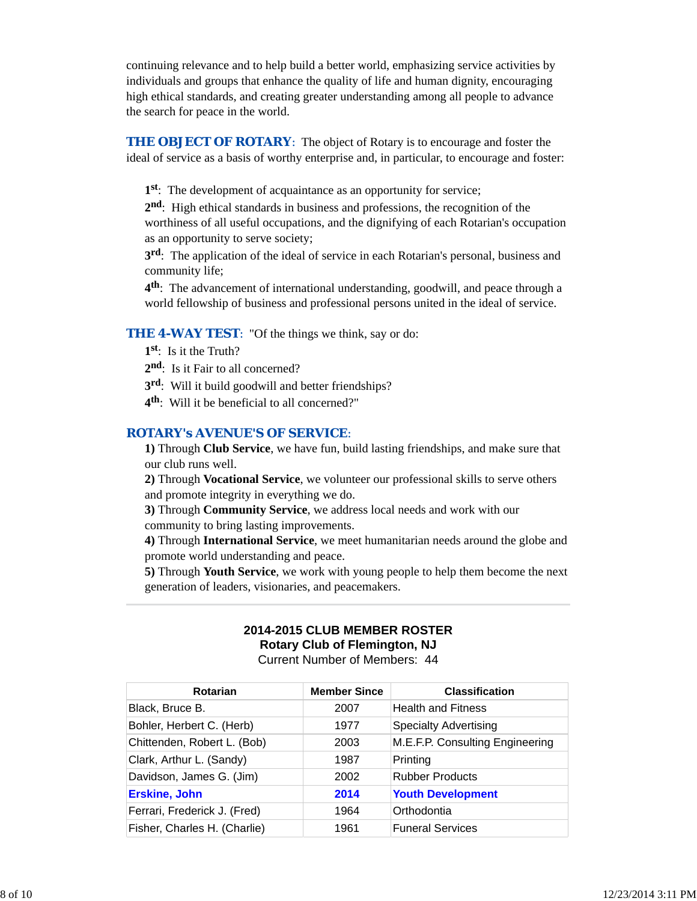continuing relevance and to help build a better world, emphasizing service activities by individuals and groups that enhance the quality of life and human dignity, encouraging high ethical standards, and creating greater understanding among all people to advance the search for peace in the world.

**THE OBJECT OF ROTARY**: The object of Rotary is to encourage and foster the ideal of service as a basis of worthy enterprise and, in particular, to encourage and foster:

**1st**: The development of acquaintance as an opportunity for service;
**2nd**: High ethical standards in business and professions, the recognition of the worthiness of all useful occupations, and the dignifying of each Rotarian's occupation as an opportunity to serve society;
**3rd**: The application of the ideal of service in each Rotarian's personal, business and community life;
**4th**: The advancement of international understanding, goodwill, and peace through a world fellowship of business and professional persons united in the ideal of service.

**THE 4-WAY TEST**: "Of the things we think, say or do:
**1st**: Is it the Truth?
**2nd**: Is it Fair to all concerned?
**3rd**: Will it build goodwill and better friendships?
**4th**: Will it be beneficial to all concerned?"

**ROTARY's AVENUE'S OF SERVICE**:
**1)** Through **Club Service**, we have fun, build lasting friendships, and make sure that our club runs well.
**2)** Through **Vocational Service**, we volunteer our professional skills to serve others and promote integrity in everything we do.
**3)** Through **Community Service**, we address local needs and work with our community to bring lasting improvements.
**4)** Through **International Service**, we meet humanitarian needs around the globe and promote world understanding and peace.
**5)** Through **Youth Service**, we work with young people to help them become the next generation of leaders, visionaries, and peacemakers.

---

**2014-2015 CLUB MEMBER ROSTER**
**Rotary Club of Flemington, NJ**
Current Number of Members: 44

| Rotarian | Member Since | Classification |
|---|---|---|
| Black, Bruce B. | 2007 | Health and Fitness |
| Bohler, Herbert C. (Herb) | 1977 | Specialty Advertising |
| Chittenden, Robert L. (Bob) | 2003 | M.E.F.P. Consulting Engineering |
| Clark, Arthur L. (Sandy) | 1987 | Printing |
| Davidson, James G. (Jim) | 2002 | Rubber Products |
| **Erskine, John** | **2014** | **Youth Development** |
| Ferrari, Frederick J. (Fred) | 1964 | Orthodontia |
| Fisher, Charles H. (Charlie) | 1961 | Funeral Services |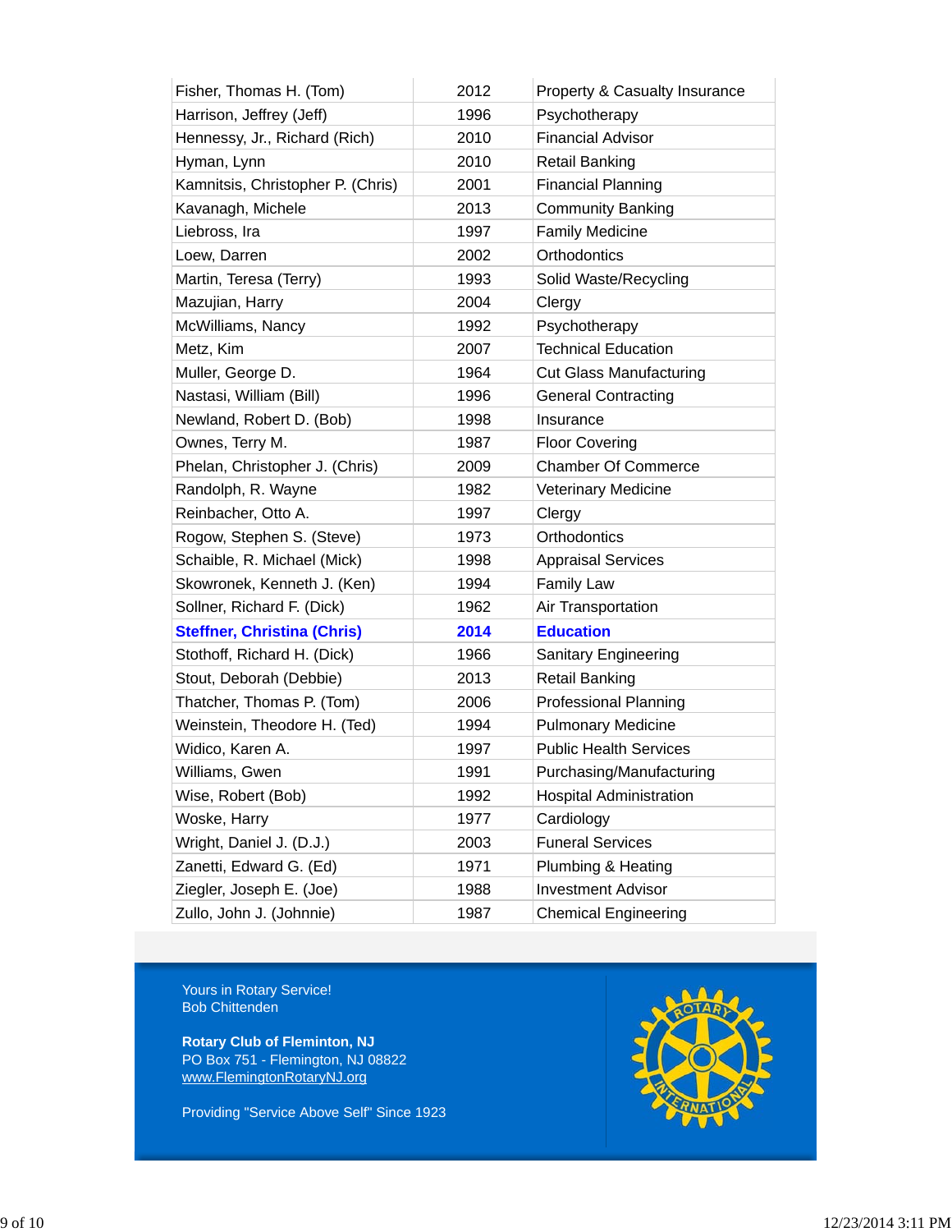| | | |
|---|---|---|
| Fisher, Thomas H. (Tom) | 2012 | Property & Casualty Insurance |
| Harrison, Jeffrey (Jeff) | 1996 | Psychotherapy |
| Hennessy, Jr., Richard (Rich) | 2010 | Financial Advisor |
| Hyman, Lynn | 2010 | Retail Banking |
| Kamnitsis, Christopher P. (Chris) | 2001 | Financial Planning |
| Kavanagh, Michele | 2013 | Community Banking |
| Liebross, Ira | 1997 | Family Medicine |
| Loew, Darren | 2002 | Orthodontics |
| Martin, Teresa (Terry) | 1993 | Solid Waste/Recycling |
| Mazujian, Harry | 2004 | Clergy |
| McWilliams, Nancy | 1992 | Psychotherapy |
| Metz, Kim | 2007 | Technical Education |
| Muller, George D. | 1964 | Cut Glass Manufacturing |
| Nastasi, William (Bill) | 1996 | General Contracting |
| Newland, Robert D. (Bob) | 1998 | Insurance |
| Ownes, Terry M. | 1987 | Floor Covering |
| Phelan, Christopher J. (Chris) | 2009 | Chamber Of Commerce |
| Randolph, R. Wayne | 1982 | Veterinary Medicine |
| Reinbacher, Otto A. | 1997 | Clergy |
| Rogow, Stephen S. (Steve) | 1973 | Orthodontics |
| Schaible, R. Michael (Mick) | 1998 | Appraisal Services |
| Skowronek, Kenneth J. (Ken) | 1994 | Family Law |
| Sollner, Richard F. (Dick) | 1962 | Air Transportation |
| **Steffner, Christina (Chris)** | **2014** | **Education** |
| Stothoff, Richard H. (Dick) | 1966 | Sanitary Engineering |
| Stout, Deborah (Debbie) | 2013 | Retail Banking |
| Thatcher, Thomas P. (Tom) | 2006 | Professional Planning |
| Weinstein, Theodore H. (Ted) | 1994 | Pulmonary Medicine |
| Widico, Karen A. | 1997 | Public Health Services |
| Williams, Gwen | 1991 | Purchasing/Manufacturing |
| Wise, Robert (Bob) | 1992 | Hospital Administration |
| Woske, Harry | 1977 | Cardiology |
| Wright, Daniel J. (D.J.) | 2003 | Funeral Services |
| Zanetti, Edward G. (Ed) | 1971 | Plumbing & Heating |
| Ziegler, Joseph E. (Joe) | 1988 | Investment Advisor |
| Zullo, John J. (Johnnie) | 1987 | Chemical Engineering |

Yours in Rotary Service!
Bob Chittenden

**Rotary Club of Fleminton, NJ**
PO Box 751 - Flemington, NJ 08822
www.FlemingtonRotaryNJ.org

Providing "Service Above Self" Since 1923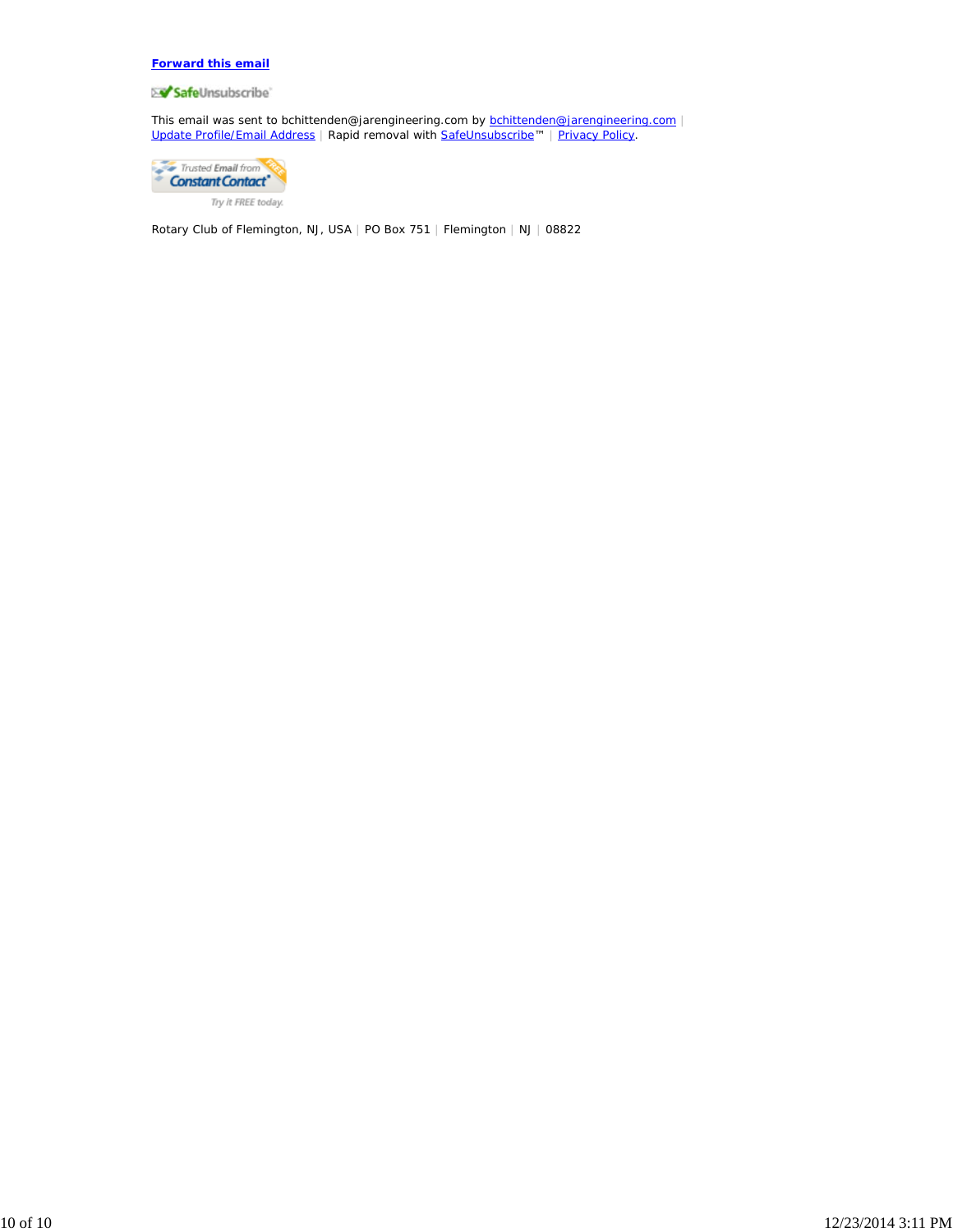**[Forward this email](#)**

SafeUnsubscribe®

This email was sent to bchittenden@jarengineering.com by bchittenden@jarengineering.com | Update Profile/Email Address | Rapid removal with SafeUnsubscribe™ | Privacy Policy.

Trusted Email from Constant Contact® FREE

Try it FREE today.

Rotary Club of Flemington, NJ, USA | PO Box 751 | Flemington | NJ | 08822